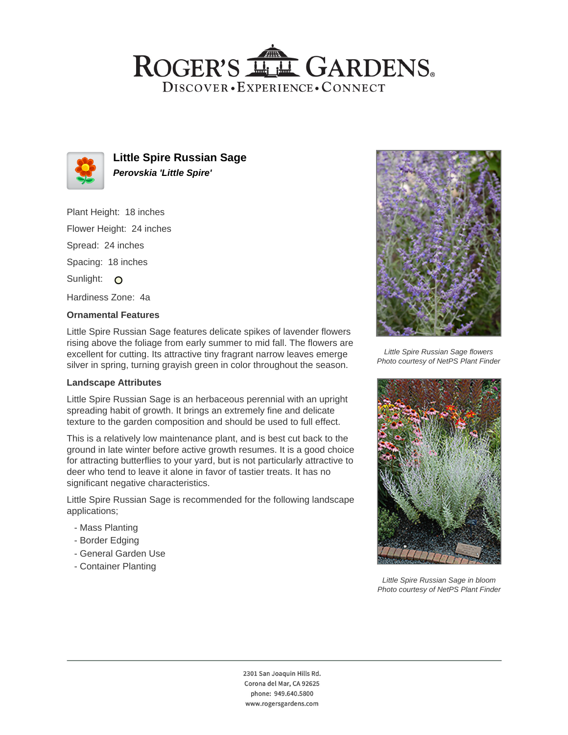# Little Spire Russian Sage

***Perovskia 'Little Spire'***

Plant Height: 18 inches

Flower Height: 24 inches

Spread: 24 inches

Spacing: 18 inches

Sunlight:

Hardiness Zone: 4a

### Ornamental Features

Little Spire Russian Sage features delicate spikes of lavender flowers rising above the foliage from early summer to mid fall. The flowers are excellent for cutting. Its attractive tiny fragrant narrow leaves emerge silver in spring, turning grayish green in color throughout the season.

### Landscape Attributes

Little Spire Russian Sage is an herbaceous perennial with an upright spreading habit of growth. It brings an extremely fine and delicate texture to the garden composition and should be used to full effect.

This is a relatively low maintenance plant, and is best cut back to the ground in late winter before active growth resumes. It is a good choice for attracting butterflies to your yard, but is not particularly attractive to deer who tend to leave it alone in favor of tastier treats. It has no significant negative characteristics.

Little Spire Russian Sage is recommended for the following landscape applications;

- Mass Planting
- Border Edging
- General Garden Use
- Container Planting

*Little Spire Russian Sage flowers*
*Photo courtesy of NetPS Plant Finder*

*Little Spire Russian Sage in bloom*
*Photo courtesy of NetPS Plant Finder*

2301 San Joaquin Hills Rd.
Corona del Mar, CA 92625
phone: 949.640.5800
www.rogersgardens.com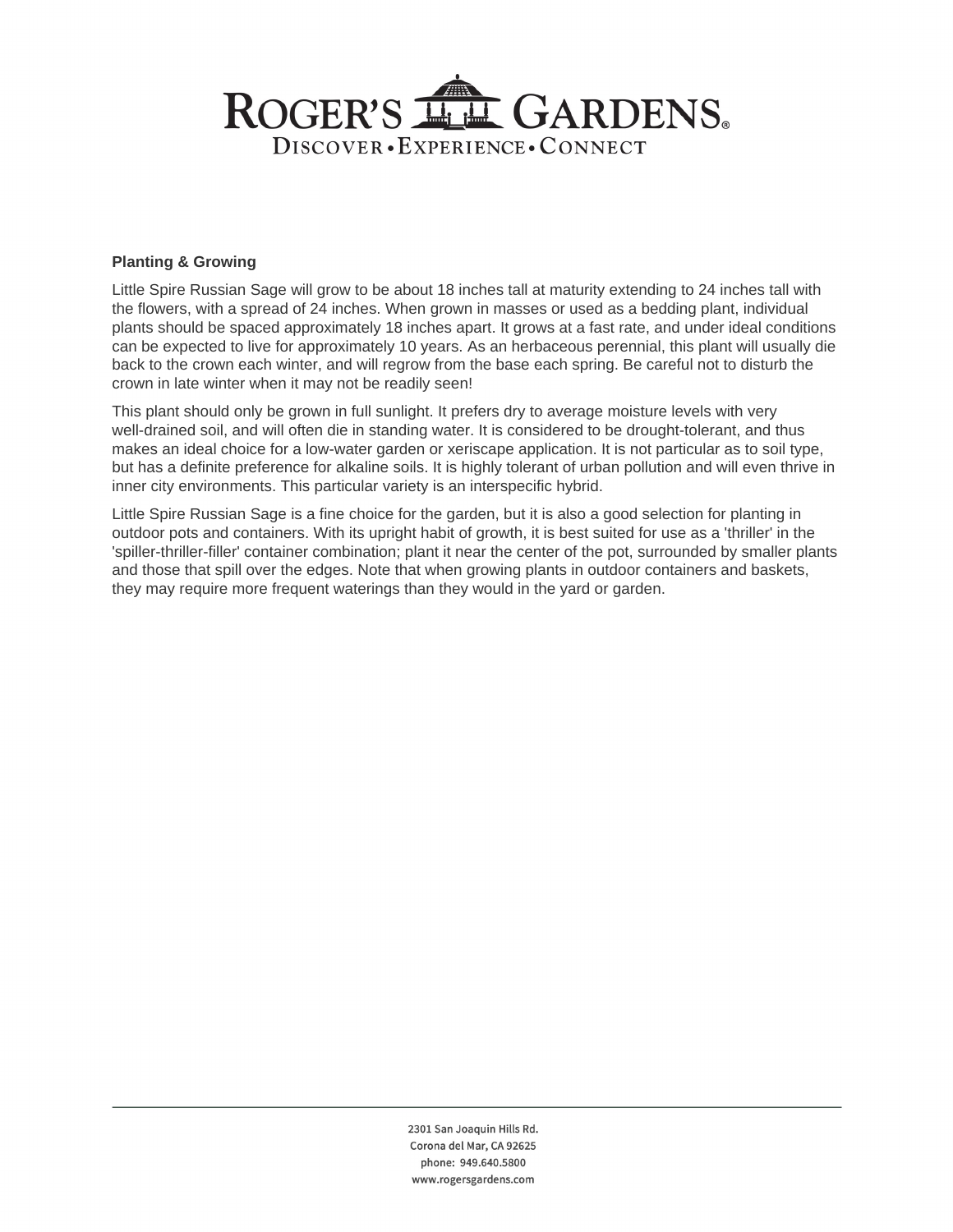**Planting & Growing**

Little Spire Russian Sage will grow to be about 18 inches tall at maturity extending to 24 inches tall with the flowers, with a spread of 24 inches. When grown in masses or used as a bedding plant, individual plants should be spaced approximately 18 inches apart. It grows at a fast rate, and under ideal conditions can be expected to live for approximately 10 years. As an herbaceous perennial, this plant will usually die back to the crown each winter, and will regrow from the base each spring. Be careful not to disturb the crown in late winter when it may not be readily seen!

This plant should only be grown in full sunlight. It prefers dry to average moisture levels with very well-drained soil, and will often die in standing water. It is considered to be drought-tolerant, and thus makes an ideal choice for a low-water garden or xeriscape application. It is not particular as to soil type, but has a definite preference for alkaline soils. It is highly tolerant of urban pollution and will even thrive in inner city environments. This particular variety is an interspecific hybrid.

Little Spire Russian Sage is a fine choice for the garden, but it is also a good selection for planting in outdoor pots and containers. With its upright habit of growth, it is best suited for use as a 'thriller' in the 'spiller-thriller-filler' container combination; plant it near the center of the pot, surrounded by smaller plants and those that spill over the edges. Note that when growing plants in outdoor containers and baskets, they may require more frequent waterings than they would in the yard or garden.